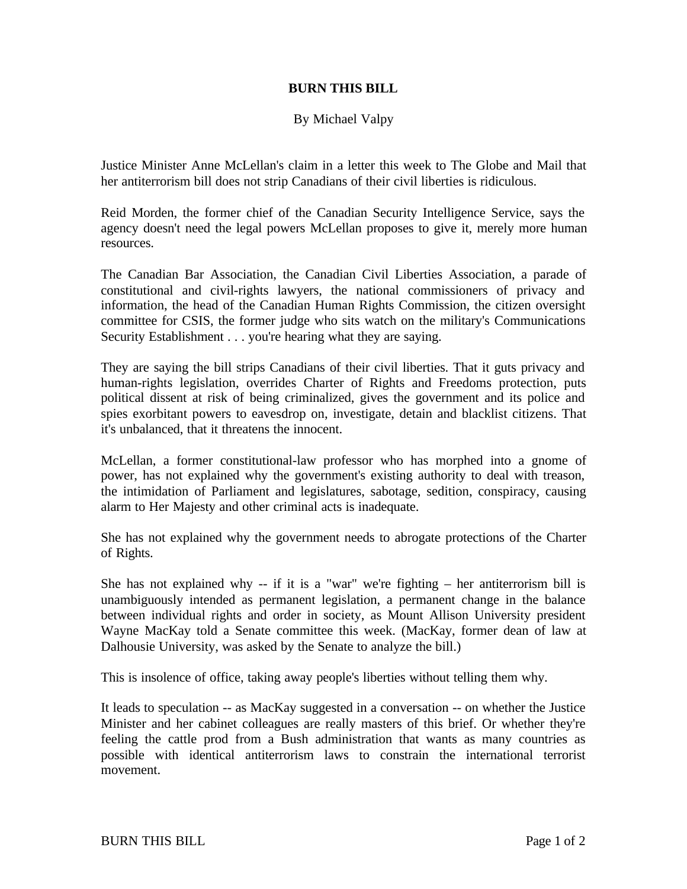# BURN THIS BILL

By Michael Valpy

Justice Minister Anne McLellan's claim in a letter this week to The Globe and Mail that her antiterrorism bill does not strip Canadians of their civil liberties is ridiculous.

Reid Morden, the former chief of the Canadian Security Intelligence Service, says the agency doesn't need the legal powers McLellan proposes to give it, merely more human resources.

The Canadian Bar Association, the Canadian Civil Liberties Association, a parade of constitutional and civil-rights lawyers, the national commissioners of privacy and information, the head of the Canadian Human Rights Commission, the citizen oversight committee for CSIS, the former judge who sits watch on the military's Communications Security Establishment . . . you're hearing what they are saying.

They are saying the bill strips Canadians of their civil liberties. That it guts privacy and human-rights legislation, overrides Charter of Rights and Freedoms protection, puts political dissent at risk of being criminalized, gives the government and its police and spies exorbitant powers to eavesdrop on, investigate, detain and blacklist citizens. That it's unbalanced, that it threatens the innocent.

McLellan, a former constitutional-law professor who has morphed into a gnome of power, has not explained why the government's existing authority to deal with treason, the intimidation of Parliament and legislatures, sabotage, sedition, conspiracy, causing alarm to Her Majesty and other criminal acts is inadequate.

She has not explained why the government needs to abrogate protections of the Charter of Rights.

She has not explained why -- if it is a "war" we're fighting – her antiterrorism bill is unambiguously intended as permanent legislation, a permanent change in the balance between individual rights and order in society, as Mount Allison University president Wayne MacKay told a Senate committee this week. (MacKay, former dean of law at Dalhousie University, was asked by the Senate to analyze the bill.)

This is insolence of office, taking away people's liberties without telling them why.

It leads to speculation -- as MacKay suggested in a conversation -- on whether the Justice Minister and her cabinet colleagues are really masters of this brief. Or whether they're feeling the cattle prod from a Bush administration that wants as many countries as possible with identical antiterrorism laws to constrain the international terrorist movement.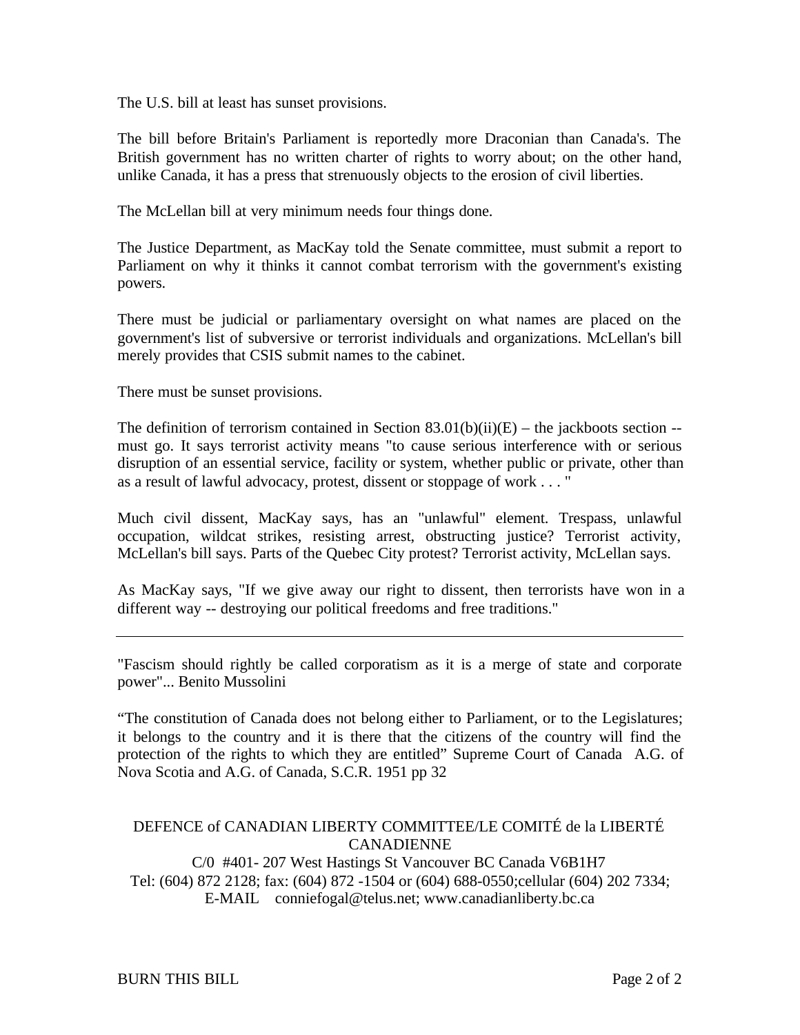The U.S. bill at least has sunset provisions.

The bill before Britain's Parliament is reportedly more Draconian than Canada's. The British government has no written charter of rights to worry about; on the other hand, unlike Canada, it has a press that strenuously objects to the erosion of civil liberties.

The McLellan bill at very minimum needs four things done.

The Justice Department, as MacKay told the Senate committee, must submit a report to Parliament on why it thinks it cannot combat terrorism with the government's existing powers.

There must be judicial or parliamentary oversight on what names are placed on the government's list of subversive or terrorist individuals and organizations. McLellan's bill merely provides that CSIS submit names to the cabinet.

There must be sunset provisions.

The definition of terrorism contained in Section 83.01(b)(ii)(E) – the jackboots section -- must go. It says terrorist activity means "to cause serious interference with or serious disruption of an essential service, facility or system, whether public or private, other than as a result of lawful advocacy, protest, dissent or stoppage of work . . . "

Much civil dissent, MacKay says, has an "unlawful" element. Trespass, unlawful occupation, wildcat strikes, resisting arrest, obstructing justice? Terrorist activity, McLellan's bill says. Parts of the Quebec City protest? Terrorist activity, McLellan says.

As MacKay says, "If we give away our right to dissent, then terrorists have won in a different way -- destroying our political freedoms and free traditions."

---

"Fascism should rightly be called corporatism as it is a merge of state and corporate power"... Benito Mussolini

“The constitution of Canada does not belong either to Parliament, or to the Legislatures; it belongs to the country and it is there that the citizens of the country will find the protection of the rights to which they are entitled” Supreme Court of Canada A.G. of Nova Scotia and A.G. of Canada, S.C.R. 1951 pp 32

DEFENCE of CANADIAN LIBERTY COMMITTEE/LE COMITÉ de la LIBERTÉ CANADIENNE
C/0 #401- 207 West Hastings St Vancouver BC Canada V6B1H7
Tel: (604) 872 2128; fax: (604) 872 -1504 or (604) 688-0550;cellular (604) 202 7334;
E-MAIL conniefogal@telus.net; www.canadianliberty.bc.ca